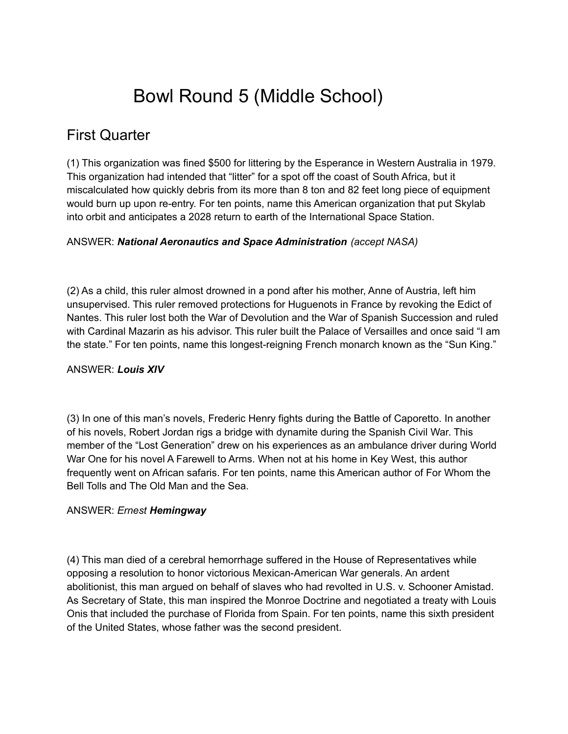# Bowl Round 5 (Middle School)

## First Quarter

(1) This organization was fined $500 for littering by the Esperance in Western Australia in 1979. This organization had intended that "litter" for a spot off the coast of South Africa, but it miscalculated how quickly debris from its more than 8 ton and 82 feet long piece of equipment would burn up upon re-entry. For ten points, name this American organization that put Skylab into orbit and anticipates a 2028 return to earth of the International Space Station.

ANSWER: ***National Aeronautics and Space Administration*** *(accept NASA)*

(2) As a child, this ruler almost drowned in a pond after his mother, Anne of Austria, left him unsupervised. This ruler removed protections for Huguenots in France by revoking the Edict of Nantes. This ruler lost both the War of Devolution and the War of Spanish Succession and ruled with Cardinal Mazarin as his advisor. This ruler built the Palace of Versailles and once said "I am the state." For ten points, name this longest-reigning French monarch known as the "Sun King."

ANSWER: ***Louis XIV***

(3) In one of this man's novels, Frederic Henry fights during the Battle of Caporetto. In another of his novels, Robert Jordan rigs a bridge with dynamite during the Spanish Civil War. This member of the "Lost Generation" drew on his experiences as an ambulance driver during World War One for his novel A Farewell to Arms. When not at his home in Key West, this author frequently went on African safaris. For ten points, name this American author of For Whom the Bell Tolls and The Old Man and the Sea.

ANSWER: *Ernest* ***Hemingway***

(4) This man died of a cerebral hemorrhage suffered in the House of Representatives while opposing a resolution to honor victorious Mexican-American War generals. An ardent abolitionist, this man argued on behalf of slaves who had revolted in U.S. v. Schooner Amistad. As Secretary of State, this man inspired the Monroe Doctrine and negotiated a treaty with Louis Onis that included the purchase of Florida from Spain. For ten points, name this sixth president of the United States, whose father was the second president.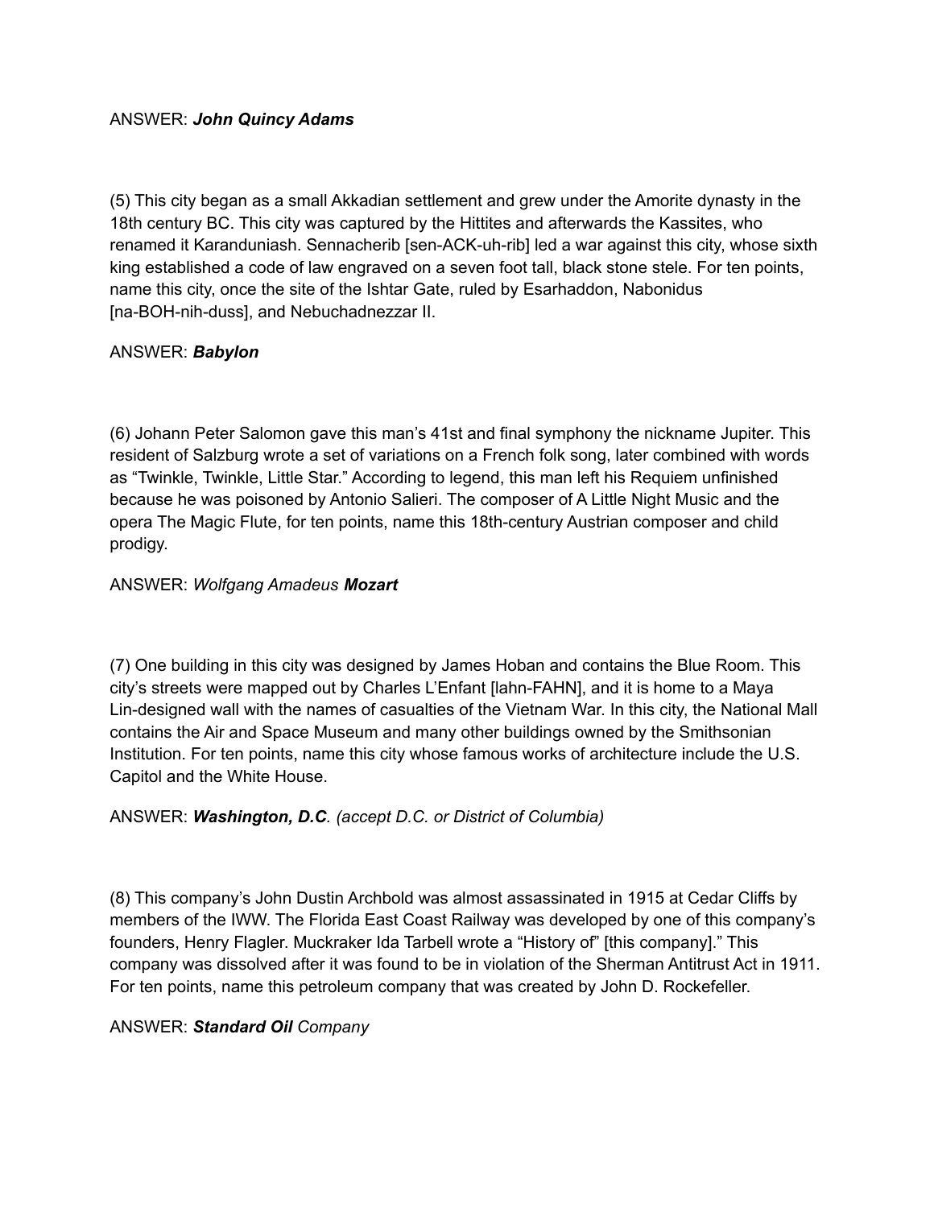ANSWER: ***John Quincy Adams***

(5) This city began as a small Akkadian settlement and grew under the Amorite dynasty in the 18th century BC. This city was captured by the Hittites and afterwards the Kassites, who renamed it Karanduniash. Sennacherib [sen-ACK-uh-rib] led a war against this city, whose sixth king established a code of law engraved on a seven foot tall, black stone stele. For ten points, name this city, once the site of the Ishtar Gate, ruled by Esarhaddon, Nabonidus [na-BOH-nih-duss], and Nebuchadnezzar II.

ANSWER: ***Babylon***

(6) Johann Peter Salomon gave this man's 41st and final symphony the nickname Jupiter. This resident of Salzburg wrote a set of variations on a French folk song, later combined with words as "Twinkle, Twinkle, Little Star." According to legend, this man left his Requiem unfinished because he was poisoned by Antonio Salieri. The composer of A Little Night Music and the opera The Magic Flute, for ten points, name this 18th-century Austrian composer and child prodigy.

ANSWER: *Wolfgang Amadeus* ***Mozart***

(7) One building in this city was designed by James Hoban and contains the Blue Room. This city's streets were mapped out by Charles L'Enfant [lahn-FAHN], and it is home to a Maya Lin-designed wall with the names of casualties of the Vietnam War. In this city, the National Mall contains the Air and Space Museum and many other buildings owned by the Smithsonian Institution. For ten points, name this city whose famous works of architecture include the U.S. Capitol and the White House.

ANSWER: ***Washington, D.C****. (accept D.C. or District of Columbia)*

(8) This company's John Dustin Archbold was almost assassinated in 1915 at Cedar Cliffs by members of the IWW. The Florida East Coast Railway was developed by one of this company's founders, Henry Flagler. Muckraker Ida Tarbell wrote a "History of" [this company]." This company was dissolved after it was found to be in violation of the Sherman Antitrust Act in 1911. For ten points, name this petroleum company that was created by John D. Rockefeller.

ANSWER: ***Standard Oil*** *Company*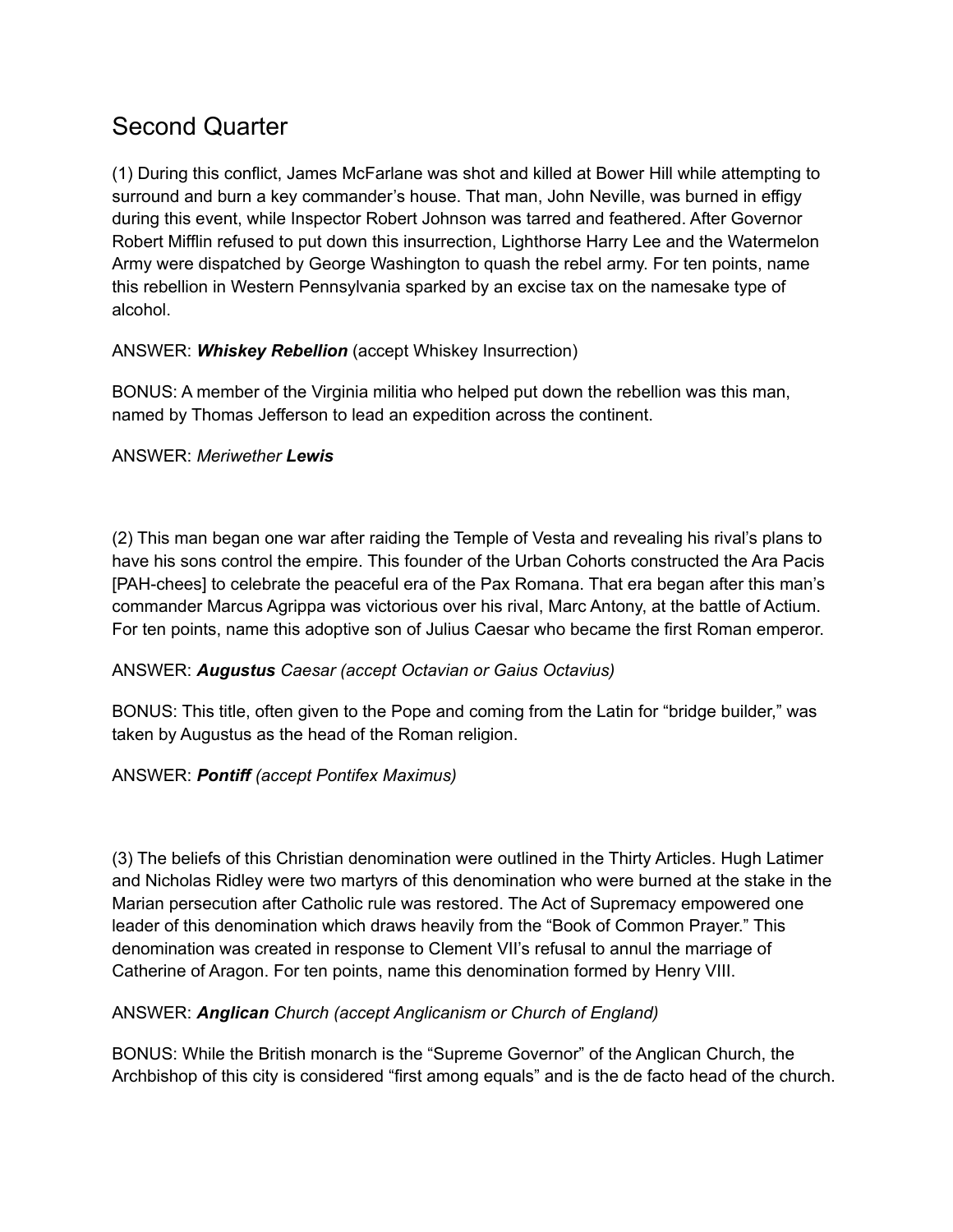# Second Quarter

(1) During this conflict, James McFarlane was shot and killed at Bower Hill while attempting to surround and burn a key commander's house. That man, John Neville, was burned in effigy during this event, while Inspector Robert Johnson was tarred and feathered. After Governor Robert Mifflin refused to put down this insurrection, Lighthorse Harry Lee and the Watermelon Army were dispatched by George Washington to quash the rebel army. For ten points, name this rebellion in Western Pennsylvania sparked by an excise tax on the namesake type of alcohol.

ANSWER: ***Whiskey Rebellion*** (accept Whiskey Insurrection)

BONUS: A member of the Virginia militia who helped put down the rebellion was this man, named by Thomas Jefferson to lead an expedition across the continent.

ANSWER: *Meriwether* ***Lewis***

(2) This man began one war after raiding the Temple of Vesta and revealing his rival's plans to have his sons control the empire. This founder of the Urban Cohorts constructed the Ara Pacis [PAH-chees] to celebrate the peaceful era of the Pax Romana. That era began after this man's commander Marcus Agrippa was victorious over his rival, Marc Antony, at the battle of Actium. For ten points, name this adoptive son of Julius Caesar who became the first Roman emperor.

ANSWER: ***Augustus*** *Caesar (accept Octavian or Gaius Octavius)*

BONUS: This title, often given to the Pope and coming from the Latin for "bridge builder," was taken by Augustus as the head of the Roman religion.

ANSWER: ***Pontiff*** *(accept Pontifex Maximus)*

(3) The beliefs of this Christian denomination were outlined in the Thirty Articles. Hugh Latimer and Nicholas Ridley were two martyrs of this denomination who were burned at the stake in the Marian persecution after Catholic rule was restored. The Act of Supremacy empowered one leader of this denomination which draws heavily from the "Book of Common Prayer." This denomination was created in response to Clement VII's refusal to annul the marriage of Catherine of Aragon. For ten points, name this denomination formed by Henry VIII.

ANSWER: ***Anglican*** *Church (accept Anglicanism or Church of England)*

BONUS: While the British monarch is the "Supreme Governor" of the Anglican Church, the Archbishop of this city is considered "first among equals" and is the de facto head of the church.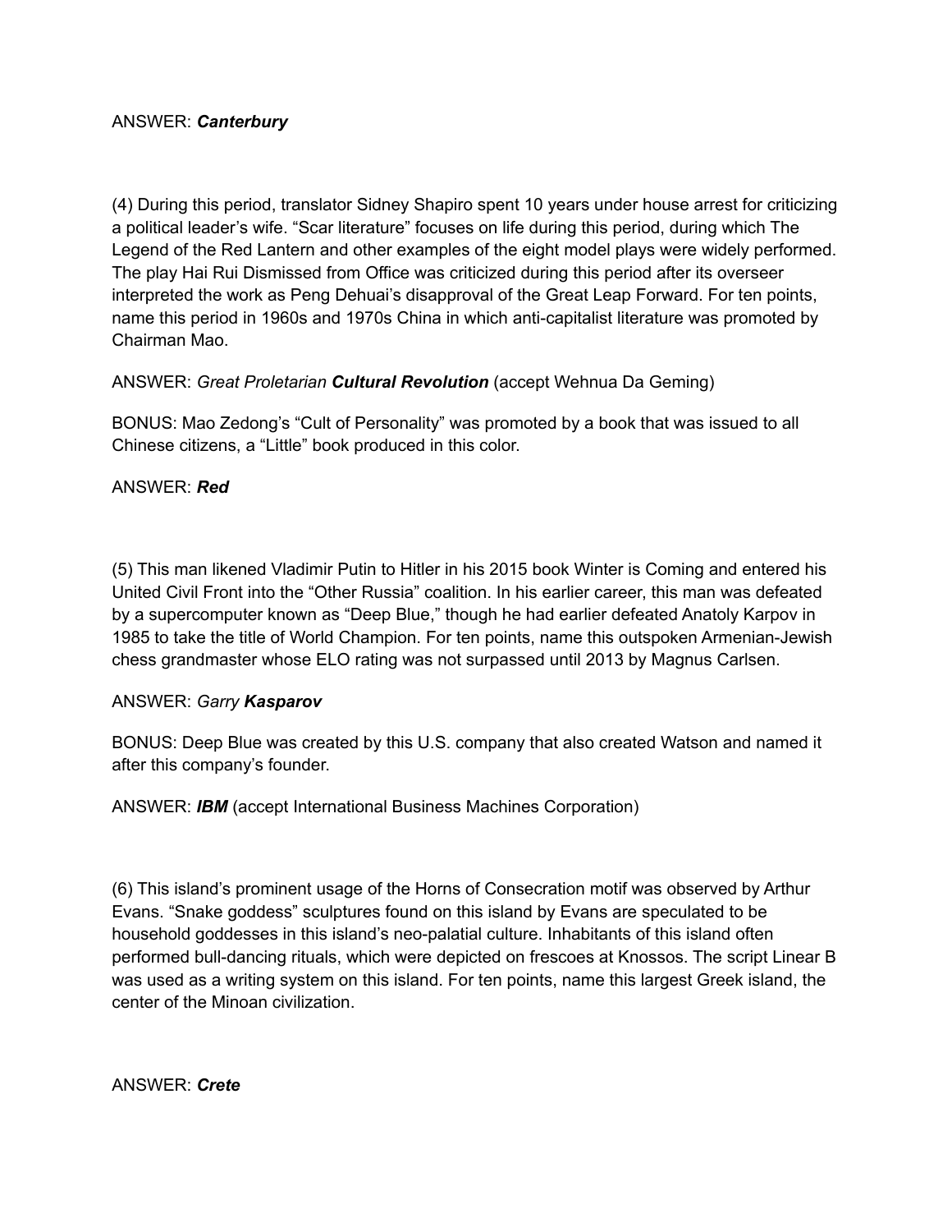ANSWER: ***Canterbury***

(4) During this period, translator Sidney Shapiro spent 10 years under house arrest for criticizing a political leader's wife. "Scar literature" focuses on life during this period, during which The Legend of the Red Lantern and other examples of the eight model plays were widely performed. The play Hai Rui Dismissed from Office was criticized during this period after its overseer interpreted the work as Peng Dehuai's disapproval of the Great Leap Forward. For ten points, name this period in 1960s and 1970s China in which anti-capitalist literature was promoted by Chairman Mao.

ANSWER: *Great Proletarian **Cultural Revolution*** (accept Wehnua Da Geming)

BONUS: Mao Zedong's "Cult of Personality" was promoted by a book that was issued to all Chinese citizens, a "Little" book produced in this color.

ANSWER: ***Red***

(5) This man likened Vladimir Putin to Hitler in his 2015 book Winter is Coming and entered his United Civil Front into the "Other Russia" coalition. In his earlier career, this man was defeated by a supercomputer known as "Deep Blue," though he had earlier defeated Anatoly Karpov in 1985 to take the title of World Champion. For ten points, name this outspoken Armenian-Jewish chess grandmaster whose ELO rating was not surpassed until 2013 by Magnus Carlsen.

ANSWER: *Garry **Kasparov***

BONUS: Deep Blue was created by this U.S. company that also created Watson and named it after this company's founder.

ANSWER: ***IBM*** (accept International Business Machines Corporation)

(6) This island's prominent usage of the Horns of Consecration motif was observed by Arthur Evans. "Snake goddess" sculptures found on this island by Evans are speculated to be household goddesses in this island's neo-palatial culture. Inhabitants of this island often performed bull-dancing rituals, which were depicted on frescoes at Knossos. The script Linear B was used as a writing system on this island. For ten points, name this largest Greek island, the center of the Minoan civilization.

ANSWER: ***Crete***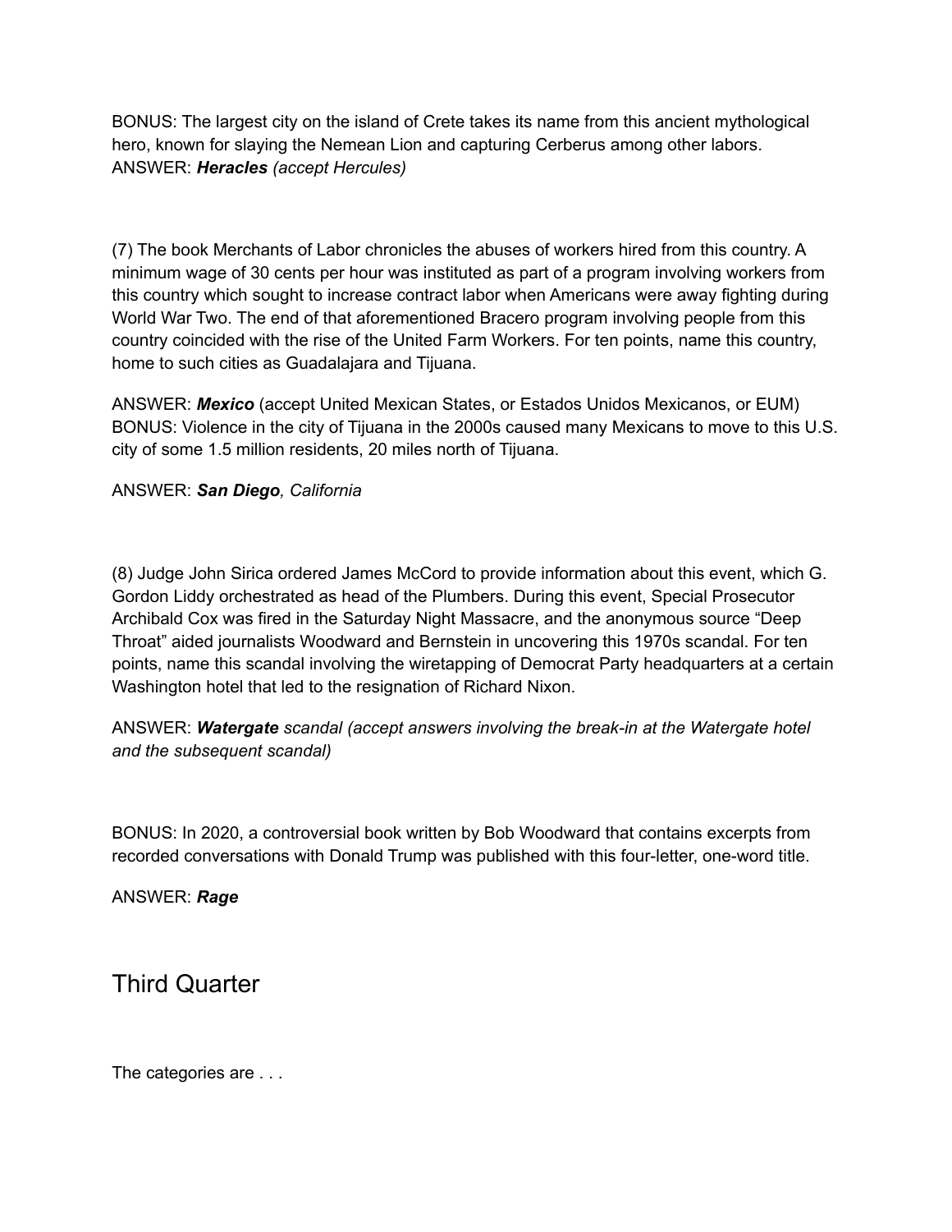BONUS: The largest city on the island of Crete takes its name from this ancient mythological hero, known for slaying the Nemean Lion and capturing Cerberus among other labors.
ANSWER: ***Heracles*** *(accept Hercules)*

(7) The book Merchants of Labor chronicles the abuses of workers hired from this country. A minimum wage of 30 cents per hour was instituted as part of a program involving workers from this country which sought to increase contract labor when Americans were away fighting during World War Two. The end of that aforementioned Bracero program involving people from this country coincided with the rise of the United Farm Workers. For ten points, name this country, home to such cities as Guadalajara and Tijuana.

ANSWER: ***Mexico*** (accept United Mexican States, or Estados Unidos Mexicanos, or EUM)
BONUS: Violence in the city of Tijuana in the 2000s caused many Mexicans to move to this U.S. city of some 1.5 million residents, 20 miles north of Tijuana.

ANSWER: ***San Diego****, California*

(8) Judge John Sirica ordered James McCord to provide information about this event, which G. Gordon Liddy orchestrated as head of the Plumbers. During this event, Special Prosecutor Archibald Cox was fired in the Saturday Night Massacre, and the anonymous source "Deep Throat" aided journalists Woodward and Bernstein in uncovering this 1970s scandal. For ten points, name this scandal involving the wiretapping of Democrat Party headquarters at a certain Washington hotel that led to the resignation of Richard Nixon.

ANSWER: ***Watergate*** *scandal (accept answers involving the break-in at the Watergate hotel and the subsequent scandal)*

BONUS: In 2020, a controversial book written by Bob Woodward that contains excerpts from recorded conversations with Donald Trump was published with this four-letter, one-word title.

ANSWER: ***Rage***

## Third Quarter

The categories are . . .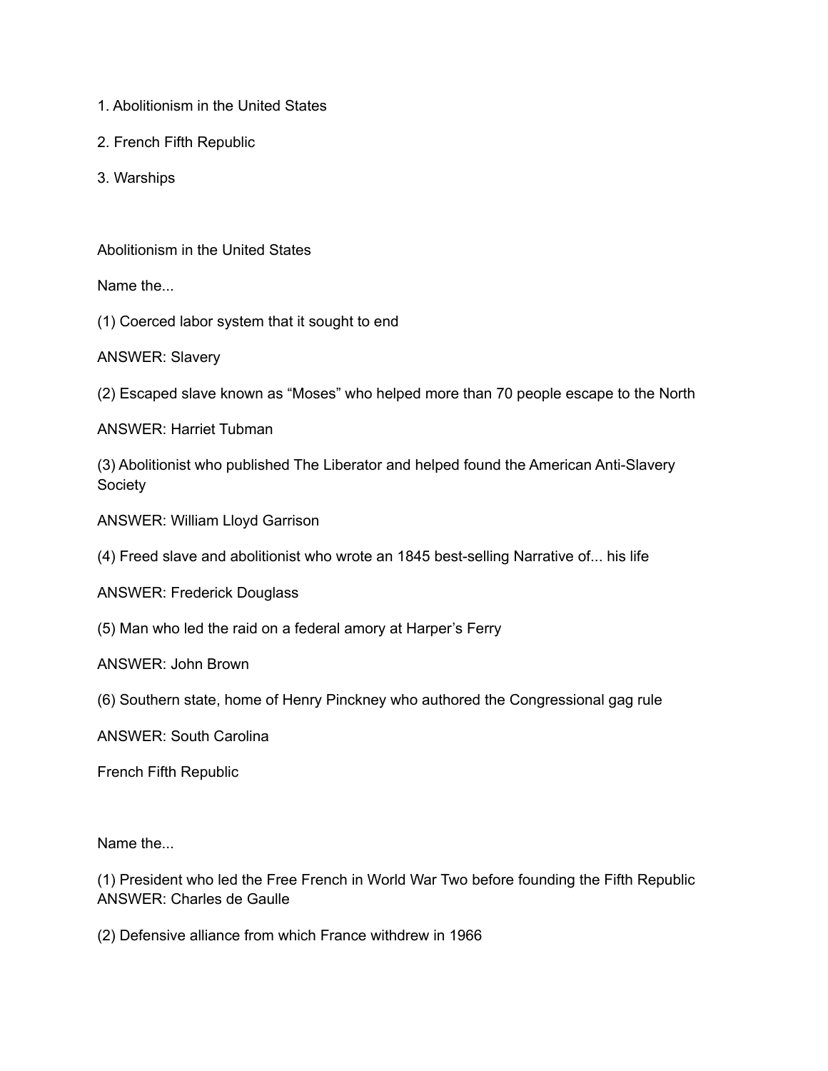1. Abolitionism in the United States
2. French Fifth Republic
3. Warships

Abolitionism in the United States

Name the...

(1) Coerced labor system that it sought to end

ANSWER: Slavery

(2) Escaped slave known as "Moses" who helped more than 70 people escape to the North

ANSWER: Harriet Tubman

(3) Abolitionist who published The Liberator and helped found the American Anti-Slavery Society

ANSWER: William Lloyd Garrison

(4) Freed slave and abolitionist who wrote an 1845 best-selling Narrative of... his life

ANSWER: Frederick Douglass

(5) Man who led the raid on a federal amory at Harper's Ferry

ANSWER: John Brown

(6) Southern state, home of Henry Pinckney who authored the Congressional gag rule

ANSWER: South Carolina

French Fifth Republic

Name the...

(1) President who led the Free French in World War Two before founding the Fifth Republic
ANSWER: Charles de Gaulle

(2) Defensive alliance from which France withdrew in 1966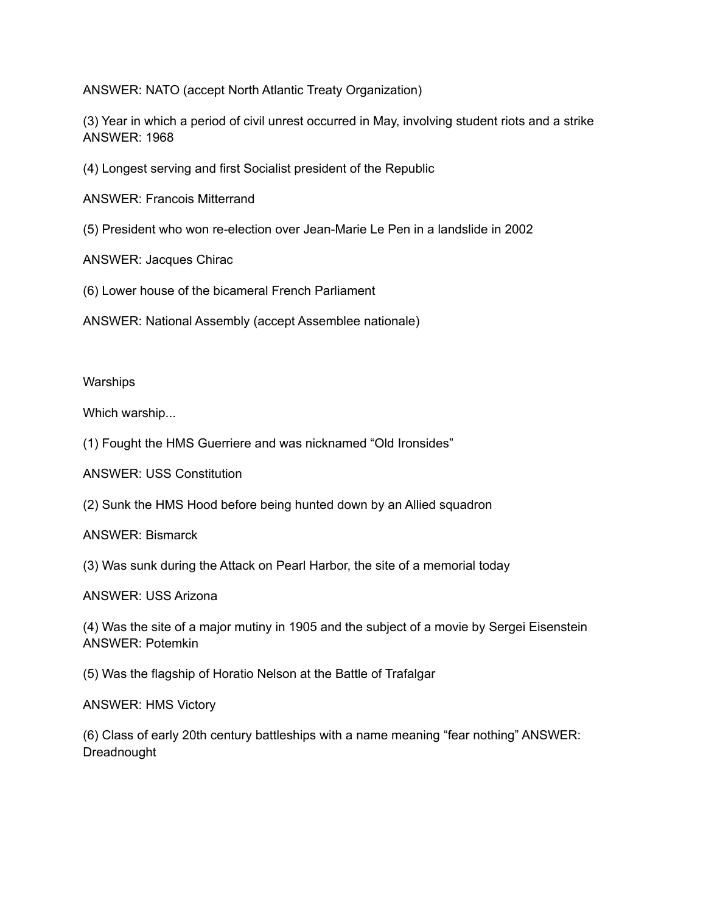ANSWER: NATO (accept North Atlantic Treaty Organization)

(3) Year in which a period of civil unrest occurred in May, involving student riots and a strike
ANSWER: 1968

(4) Longest serving and first Socialist president of the Republic

ANSWER: Francois Mitterrand

(5) President who won re-election over Jean-Marie Le Pen in a landslide in 2002

ANSWER: Jacques Chirac

(6) Lower house of the bicameral French Parliament

ANSWER: National Assembly (accept Assemblee nationale)

Warships

Which warship...

(1) Fought the HMS Guerriere and was nicknamed "Old Ironsides"

ANSWER: USS Constitution

(2) Sunk the HMS Hood before being hunted down by an Allied squadron

ANSWER: Bismarck

(3) Was sunk during the Attack on Pearl Harbor, the site of a memorial today

ANSWER: USS Arizona

(4) Was the site of a major mutiny in 1905 and the subject of a movie by Sergei Eisenstein
ANSWER: Potemkin

(5) Was the flagship of Horatio Nelson at the Battle of Trafalgar

ANSWER: HMS Victory

(6) Class of early 20th century battleships with a name meaning "fear nothing" ANSWER: Dreadnought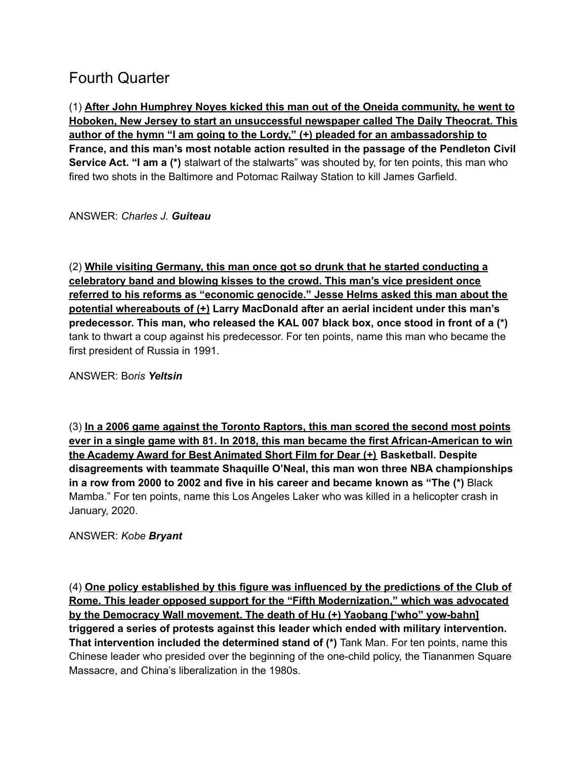# Fourth Quarter

(1) **<u>After John Humphrey Noyes kicked this man out of the Oneida community, he went to Hoboken, New Jersey to start an unsuccessful newspaper called The Daily Theocrat. This author of the hymn "I am going to the Lordy," (+) pleaded for an ambassadorship to</u> France, and this man's most notable action resulted in the passage of the Pendleton Civil Service Act. "I am a (*)** stalwart of the stalwarts" was shouted by, for ten points, this man who fired two shots in the Baltimore and Potomac Railway Station to kill James Garfield.

ANSWER: *Charles J.* ***Guiteau***

(2) **<u>While visiting Germany, this man once got so drunk that he started conducting a celebratory band and blowing kisses to the crowd. This man's vice president once referred to his reforms as "economic genocide." Jesse Helms asked this man about the potential whereabouts of (+)</u> Larry MacDonald after an aerial incident under this man's predecessor. This man, who released the KAL 007 black box, once stood in front of a (*)** tank to thwart a coup against his predecessor. For ten points, name this man who became the first president of Russia in 1991.

ANSWER: B*oris* ***Yeltsin***

(3) **<u>In a 2006 game against the Toronto Raptors, this man scored the second most points ever in a single game with 81. In 2018, this man became the first African-American to win the Academy Award for Best Animated Short Film for Dear (+)</u> Basketball. Despite disagreements with teammate Shaquille O'Neal, this man won three NBA championships in a row from 2000 to 2002 and five in his career and became known as "The (*)** Black Mamba." For ten points, name this Los Angeles Laker who was killed in a helicopter crash in January, 2020.

ANSWER: *Kobe* ***Bryant***

(4) **<u>One policy established by this figure was influenced by the predictions of the Club of Rome. This leader opposed support for the "Fifth Modernization," which was advocated by the Democracy Wall movement. The death of Hu (+) Yaobang ['who" yow-bahn]</u> triggered a series of protests against this leader which ended with military intervention. That intervention included the determined stand of (*)** Tank Man. For ten points, name this Chinese leader who presided over the beginning of the one-child policy, the Tiananmen Square Massacre, and China's liberalization in the 1980s.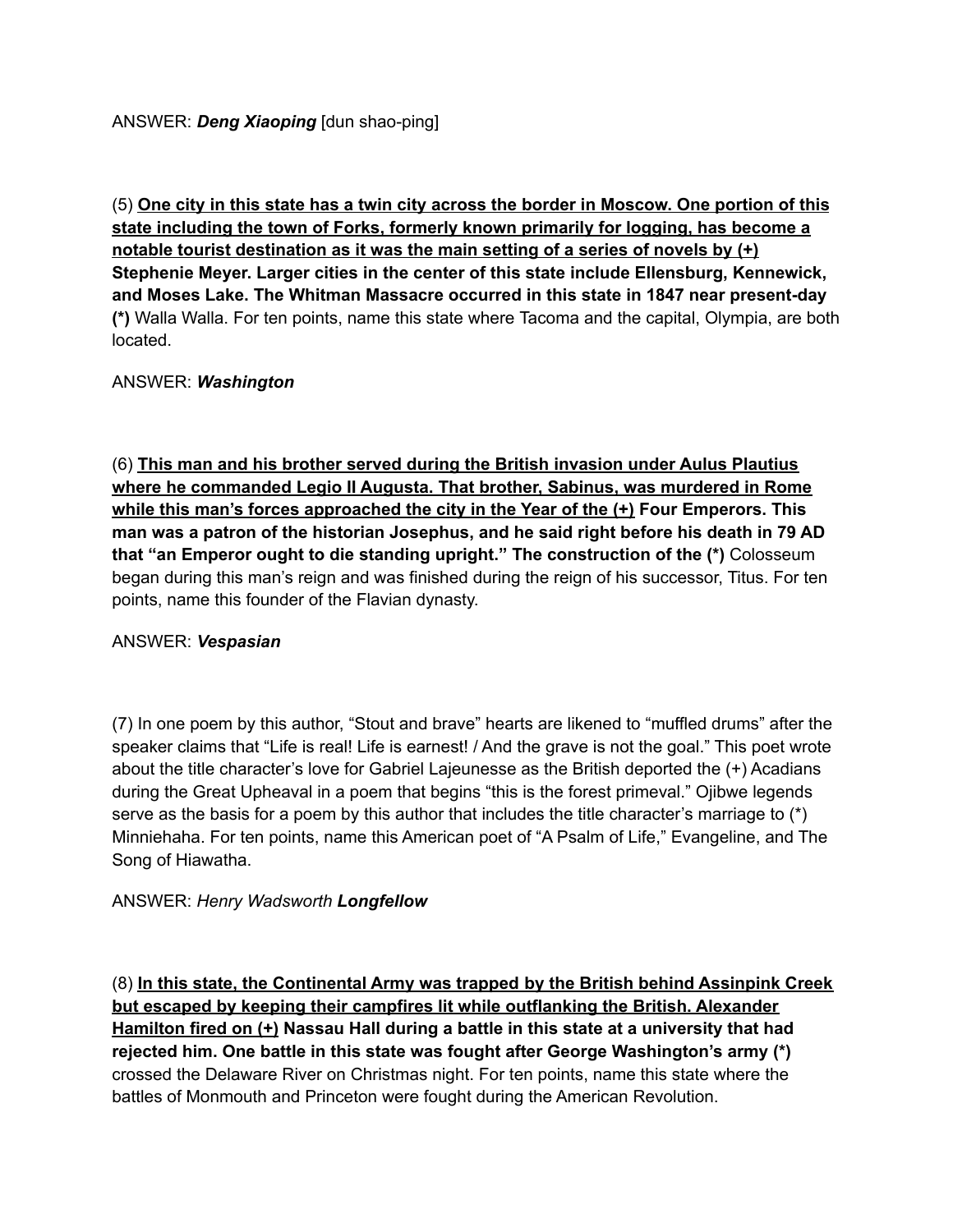ANSWER: ***Deng Xiaoping*** [dun shao-ping]

(5) <u>**One city in this state has a twin city across the border in Moscow. One portion of this state including the town of Forks, formerly known primarily for logging, has become a notable tourist destination as it was the main setting of a series of novels by (+)**</u> **Stephenie Meyer. Larger cities in the center of this state include Ellensburg, Kennewick, and Moses Lake. The Whitman Massacre occurred in this state in 1847 near present-day (\*)** Walla Walla. For ten points, name this state where Tacoma and the capital, Olympia, are both located.

ANSWER: ***Washington***

(6) <u>**This man and his brother served during the British invasion under Aulus Plautius where he commanded Legio II Augusta. That brother, Sabinus, was murdered in Rome while this man's forces approached the city in the Year of the (+)**</u> **Four Emperors. This man was a patron of the historian Josephus, and he said right before his death in 79 AD that "an Emperor ought to die standing upright." The construction of the (\*)** Colosseum began during this man's reign and was finished during the reign of his successor, Titus. For ten points, name this founder of the Flavian dynasty.

ANSWER: ***Vespasian***

(7) In one poem by this author, "Stout and brave" hearts are likened to "muffled drums" after the speaker claims that "Life is real! Life is earnest! / And the grave is not the goal." This poet wrote about the title character's love for Gabriel Lajeunesse as the British deported the (+) Acadians during the Great Upheaval in a poem that begins "this is the forest primeval." Ojibwe legends serve as the basis for a poem by this author that includes the title character's marriage to (\*) Minniehaha. For ten points, name this American poet of "A Psalm of Life," Evangeline, and The Song of Hiawatha.

ANSWER: *Henry Wadsworth* ***Longfellow***

(8) <u>**In this state, the Continental Army was trapped by the British behind Assinpink Creek but escaped by keeping their campfires lit while outflanking the British. Alexander Hamilton fired on (+)**</u> **Nassau Hall during a battle in this state at a university that had rejected him. One battle in this state was fought after George Washington's army (\*)** crossed the Delaware River on Christmas night. For ten points, name this state where the battles of Monmouth and Princeton were fought during the American Revolution.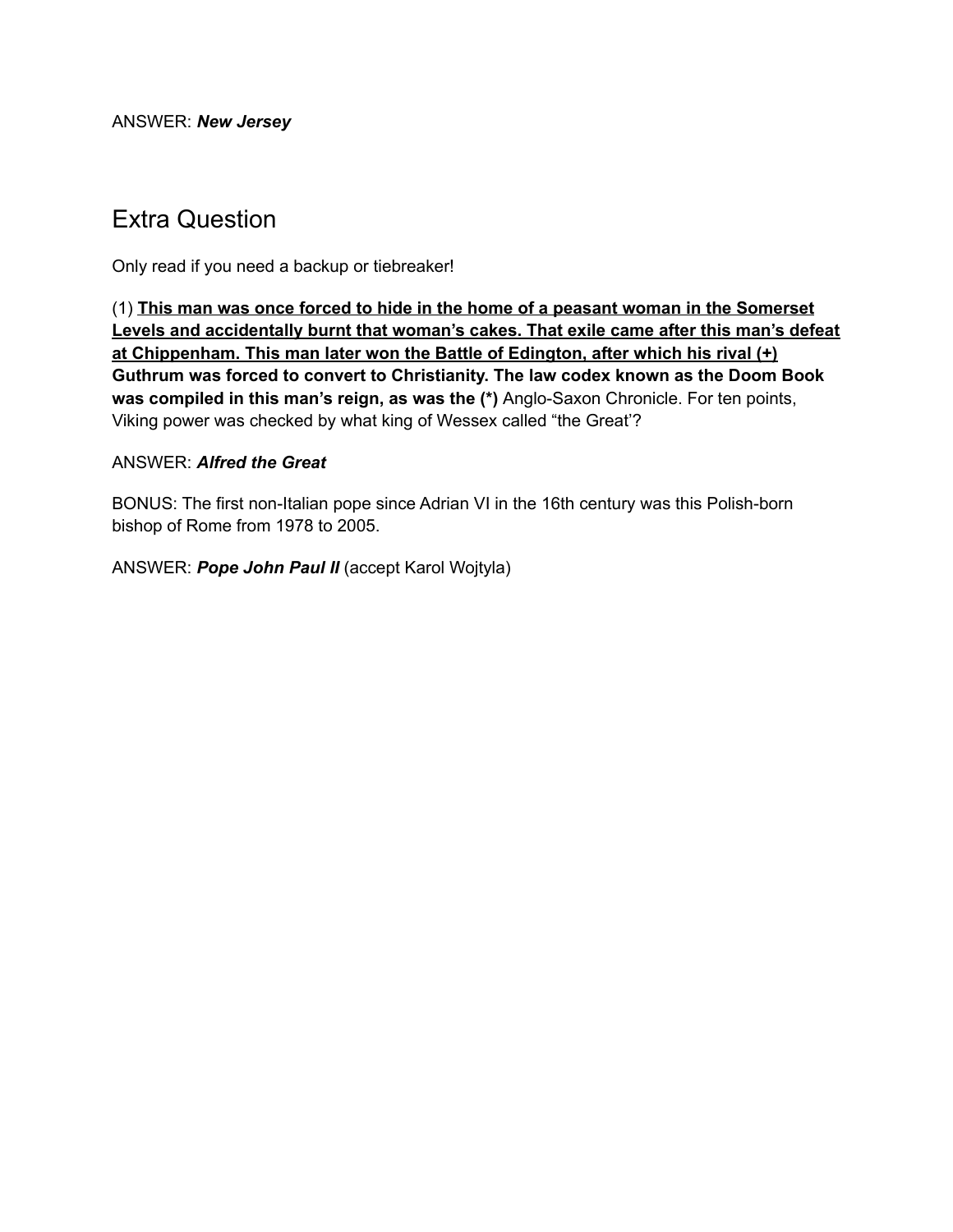ANSWER: ***New Jersey***

## Extra Question

Only read if you need a backup or tiebreaker!

(1) <u>**This man was once forced to hide in the home of a peasant woman in the Somerset Levels and accidentally burnt that woman's cakes. That exile came after this man's defeat at Chippenham. This man later won the Battle of Edington, after which his rival (+)**</u> **Guthrum was forced to convert to Christianity. The law codex known as the Doom Book was compiled in this man's reign, as was the (*)** Anglo-Saxon Chronicle. For ten points, Viking power was checked by what king of Wessex called "the Great'?

ANSWER: ***Alfred the Great***

BONUS: The first non-Italian pope since Adrian VI in the 16th century was this Polish-born bishop of Rome from 1978 to 2005.

ANSWER: ***Pope John Paul II*** (accept Karol Wojtyla)